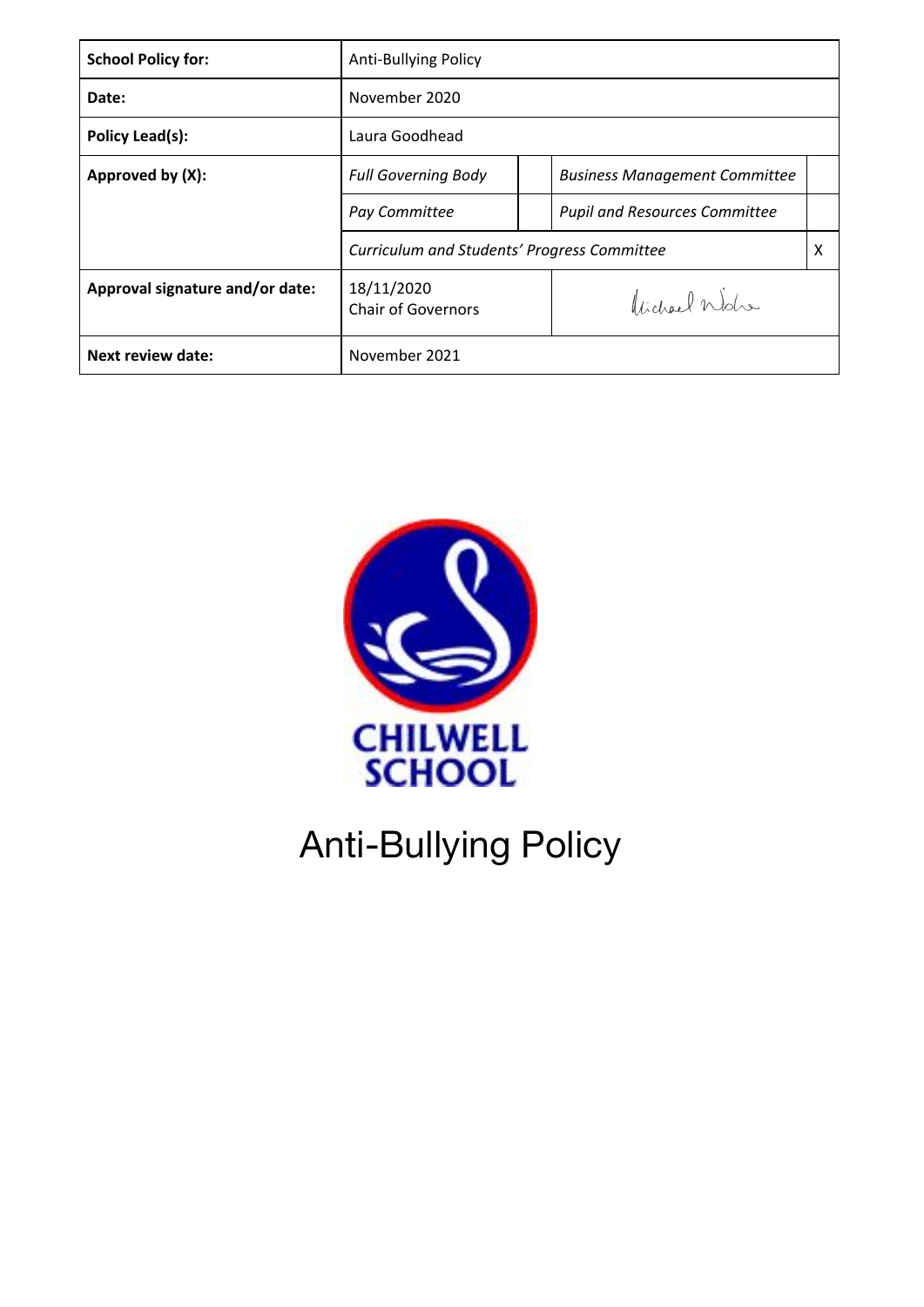| School Policy for: | Anti-Bullying Policy | | | |
|---|---|---|---|---|
| **Date:** | November 2020 | | | |
| **Policy Lead(s):** | Laura Goodhead | | | |
| **Approved by (X):** | *Full Governing Body* | | *Business Management Committee* | |
| | *Pay Committee* | | *Pupil and Resources Committee* | |
| | *Curriculum and Students' Progress Committee* | | | X |
| **Approval signature and/or date:** | 18/11/2020 Chair of Governors | | Michael Wdie | |
| **Next review date:** | November 2021 | | | |

CHILWELL SCHOOL

# Anti-Bullying Policy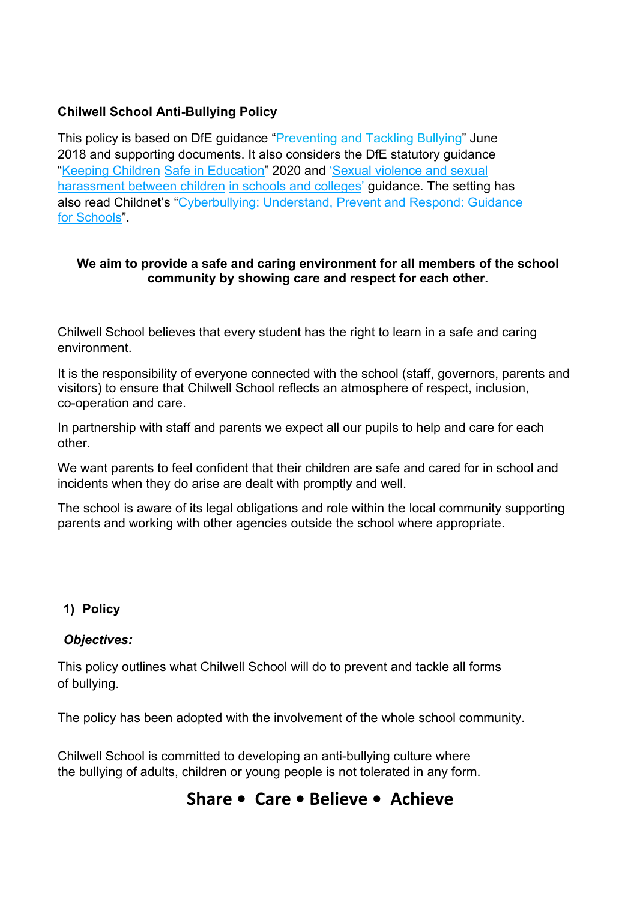**Chilwell School Anti-Bullying Policy**

This policy is based on DfE guidance "Preventing and Tackling Bullying" June 2018 and supporting documents. It also considers the DfE statutory guidance "Keeping Children Safe in Education" 2020 and 'Sexual violence and sexual harassment between children in schools and colleges' guidance. The setting has also read Childnet's "Cyberbullying: Understand, Prevent and Respond: Guidance for Schools".

**We aim to provide a safe and caring environment for all members of the school community by showing care and respect for each other.**

Chilwell School believes that every student has the right to learn in a safe and caring environment.

It is the responsibility of everyone connected with the school (staff, governors, parents and visitors) to ensure that Chilwell School reflects an atmosphere of respect, inclusion, co-operation and care.

In partnership with staff and parents we expect all our pupils to help and care for each other.

We want parents to feel confident that their children are safe and cared for in school and incidents when they do arise are dealt with promptly and well.

The school is aware of its legal obligations and role within the local community supporting parents and working with other agencies outside the school where appropriate.

## 1) Policy

***Objectives:***

This policy outlines what Chilwell School will do to prevent and tackle all forms of bullying.

The policy has been adopted with the involvement of the whole school community.

Chilwell School is committed to developing an anti-bullying culture where the bullying of adults, children or young people is not tolerated in any form.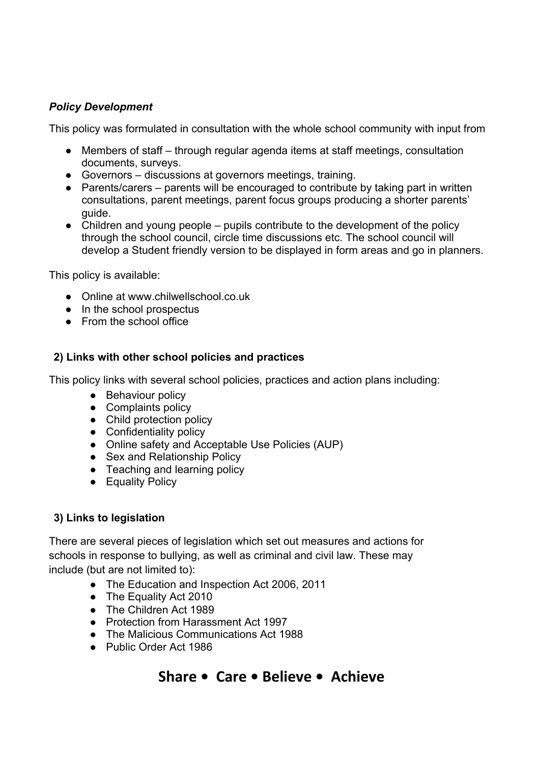***Policy Development***

This policy was formulated in consultation with the whole school community with input from

- Members of staff – through regular agenda items at staff meetings, consultation documents, surveys.
- Governors – discussions at governors meetings, training.
- Parents/carers – parents will be encouraged to contribute by taking part in written consultations, parent meetings, parent focus groups producing a shorter parents' guide.
- Children and young people – pupils contribute to the development of the policy through the school council, circle time discussions etc. The school council will develop a Student friendly version to be displayed in form areas and go in planners.

This policy is available:

- Online at www.chilwellschool.co.uk
- In the school prospectus
- From the school office

**2) Links with other school policies and practices**

This policy links with several school policies, practices and action plans including:

- Behaviour policy
- Complaints policy
- Child protection policy
- Confidentiality policy
- Online safety and Acceptable Use Policies (AUP)
- Sex and Relationship Policy
- Teaching and learning policy
- Equality Policy

**3) Links to legislation**

There are several pieces of legislation which set out measures and actions for schools in response to bullying, as well as criminal and civil law. These may include (but are not limited to):

- The Education and Inspection Act 2006, 2011
- The Equality Act 2010
- The Children Act 1989
- Protection from Harassment Act 1997
- The Malicious Communications Act 1988
- Public Order Act 1986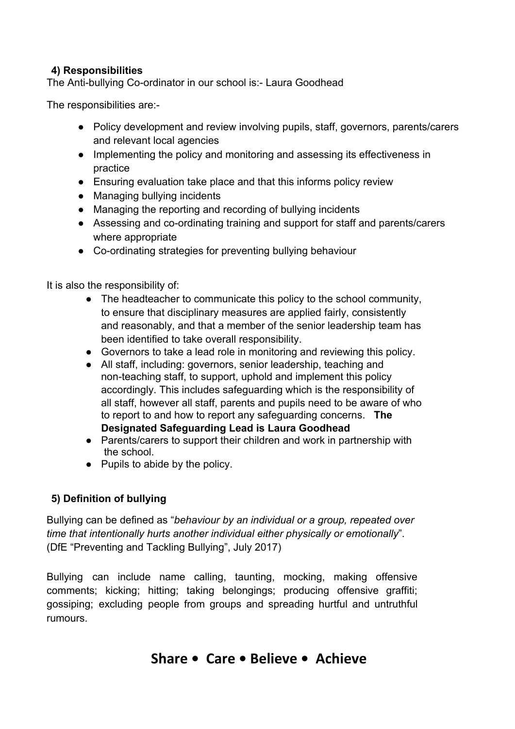## 4) Responsibilities

The Anti-bullying Co-ordinator in our school is:- Laura Goodhead

The responsibilities are:-

- Policy development and review involving pupils, staff, governors, parents/carers and relevant local agencies
- Implementing the policy and monitoring and assessing its effectiveness in practice
- Ensuring evaluation take place and that this informs policy review
- Managing bullying incidents
- Managing the reporting and recording of bullying incidents
- Assessing and co-ordinating training and support for staff and parents/carers where appropriate
- Co-ordinating strategies for preventing bullying behaviour

It is also the responsibility of:

- The headteacher to communicate this policy to the school community, to ensure that disciplinary measures are applied fairly, consistently and reasonably, and that a member of the senior leadership team has been identified to take overall responsibility.
- Governors to take a lead role in monitoring and reviewing this policy.
- All staff, including: governors, senior leadership, teaching and non-teaching staff, to support, uphold and implement this policy accordingly. This includes safeguarding which is the responsibility of all staff, however all staff, parents and pupils need to be aware of who to report to and how to report any safeguarding concerns. **The Designated Safeguarding Lead is Laura Goodhead**
- Parents/carers to support their children and work in partnership with the school.
- Pupils to abide by the policy.

## 5) Definition of bullying

Bullying can be defined as "*behaviour by an individual or a group, repeated over time that intentionally hurts another individual either physically or emotionally*". (DfE "Preventing and Tackling Bullying", July 2017)

Bullying can include name calling, taunting, mocking, making offensive comments; kicking; hitting; taking belongings; producing offensive graffiti; gossiping; excluding people from groups and spreading hurtful and untruthful rumours.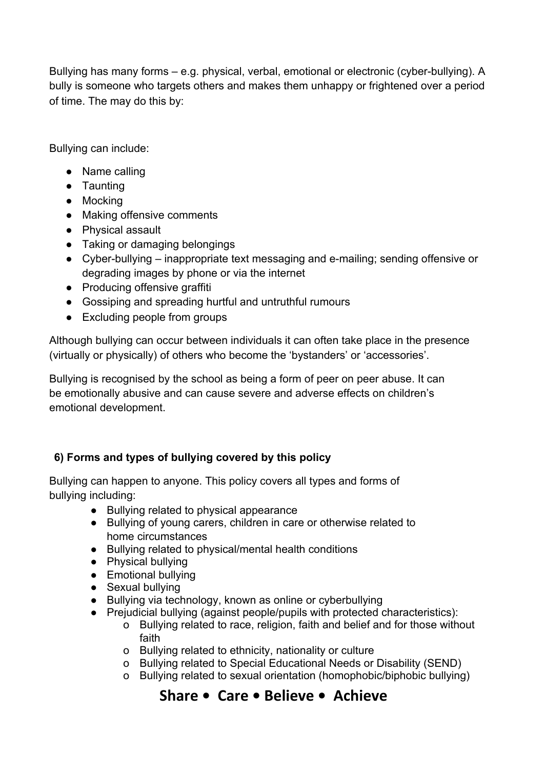Bullying has many forms – e.g. physical, verbal, emotional or electronic (cyber-bullying). A bully is someone who targets others and makes them unhappy or frightened over a period of time. The may do this by:

Bullying can include:

- Name calling
- Taunting
- Mocking
- Making offensive comments
- Physical assault
- Taking or damaging belongings
- Cyber-bullying – inappropriate text messaging and e-mailing; sending offensive or degrading images by phone or via the internet
- Producing offensive graffiti
- Gossiping and spreading hurtful and untruthful rumours
- Excluding people from groups

Although bullying can occur between individuals it can often take place in the presence (virtually or physically) of others who become the 'bystanders' or 'accessories'.

Bullying is recognised by the school as being a form of peer on peer abuse. It can be emotionally abusive and can cause severe and adverse effects on children's emotional development.

### 6) Forms and types of bullying covered by this policy

Bullying can happen to anyone. This policy covers all types and forms of bullying including:

- Bullying related to physical appearance
- Bullying of young carers, children in care or otherwise related to home circumstances
- Bullying related to physical/mental health conditions
- Physical bullying
- Emotional bullying
- Sexual bullying
- Bullying via technology, known as online or cyberbullying
- Prejudicial bullying (against people/pupils with protected characteristics):
  - Bullying related to race, religion, faith and belief and for those without faith
  - Bullying related to ethnicity, nationality or culture
  - Bullying related to Special Educational Needs or Disability (SEND)
  - Bullying related to sexual orientation (homophobic/biphobic bullying)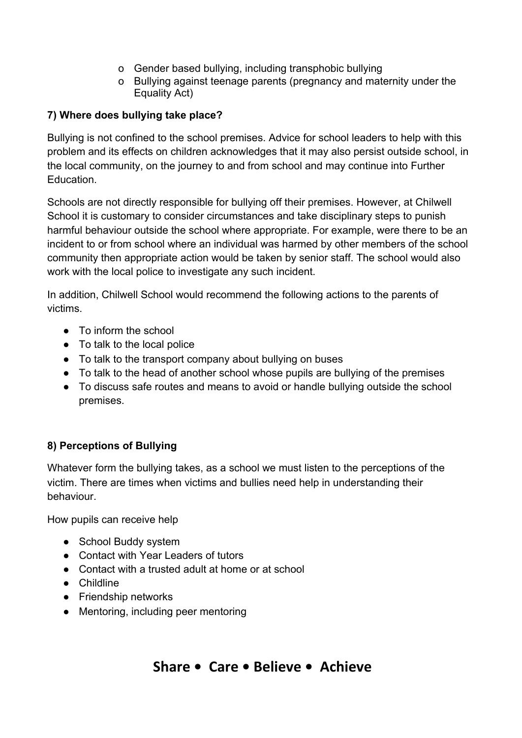- o Gender based bullying, including transphobic bullying
- o Bullying against teenage parents (pregnancy and maternity under the Equality Act)

**7) Where does bullying take place?**

Bullying is not confined to the school premises. Advice for school leaders to help with this problem and its effects on children acknowledges that it may also persist outside school, in the local community, on the journey to and from school and may continue into Further Education.

Schools are not directly responsible for bullying off their premises. However, at Chilwell School it is customary to consider circumstances and take disciplinary steps to punish harmful behaviour outside the school where appropriate. For example, were there to be an incident to or from school where an individual was harmed by other members of the school community then appropriate action would be taken by senior staff. The school would also work with the local police to investigate any such incident.

In addition, Chilwell School would recommend the following actions to the parents of victims.

- To inform the school
- To talk to the local police
- To talk to the transport company about bullying on buses
- To talk to the head of another school whose pupils are bullying of the premises
- To discuss safe routes and means to avoid or handle bullying outside the school premises.

**8) Perceptions of Bullying**

Whatever form the bullying takes, as a school we must listen to the perceptions of the victim. There are times when victims and bullies need help in understanding their behaviour.

How pupils can receive help

- School Buddy system
- Contact with Year Leaders of tutors
- Contact with a trusted adult at home or at school
- Childline
- Friendship networks
- Mentoring, including peer mentoring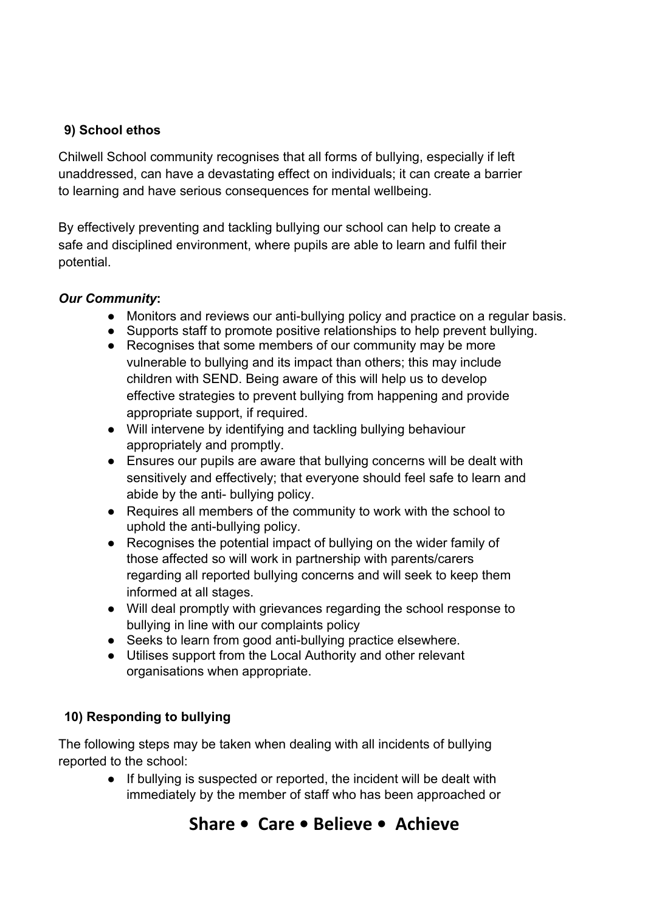## 9) School ethos

Chilwell School community recognises that all forms of bullying, especially if left unaddressed, can have a devastating effect on individuals; it can create a barrier to learning and have serious consequences for mental wellbeing.

By effectively preventing and tackling bullying our school can help to create a safe and disciplined environment, where pupils are able to learn and fulfil their potential.

***Our Community*:**

- Monitors and reviews our anti-bullying policy and practice on a regular basis.
- Supports staff to promote positive relationships to help prevent bullying.
- Recognises that some members of our community may be more vulnerable to bullying and its impact than others; this may include children with SEND. Being aware of this will help us to develop effective strategies to prevent bullying from happening and provide appropriate support, if required.
- Will intervene by identifying and tackling bullying behaviour appropriately and promptly.
- Ensures our pupils are aware that bullying concerns will be dealt with sensitively and effectively; that everyone should feel safe to learn and abide by the anti- bullying policy.
- Requires all members of the community to work with the school to uphold the anti-bullying policy.
- Recognises the potential impact of bullying on the wider family of those affected so will work in partnership with parents/carers regarding all reported bullying concerns and will seek to keep them informed at all stages.
- Will deal promptly with grievances regarding the school response to bullying in line with our complaints policy
- Seeks to learn from good anti-bullying practice elsewhere.
- Utilises support from the Local Authority and other relevant organisations when appropriate.

## 10) Responding to bullying

The following steps may be taken when dealing with all incidents of bullying reported to the school:

- If bullying is suspected or reported, the incident will be dealt with immediately by the member of staff who has been approached or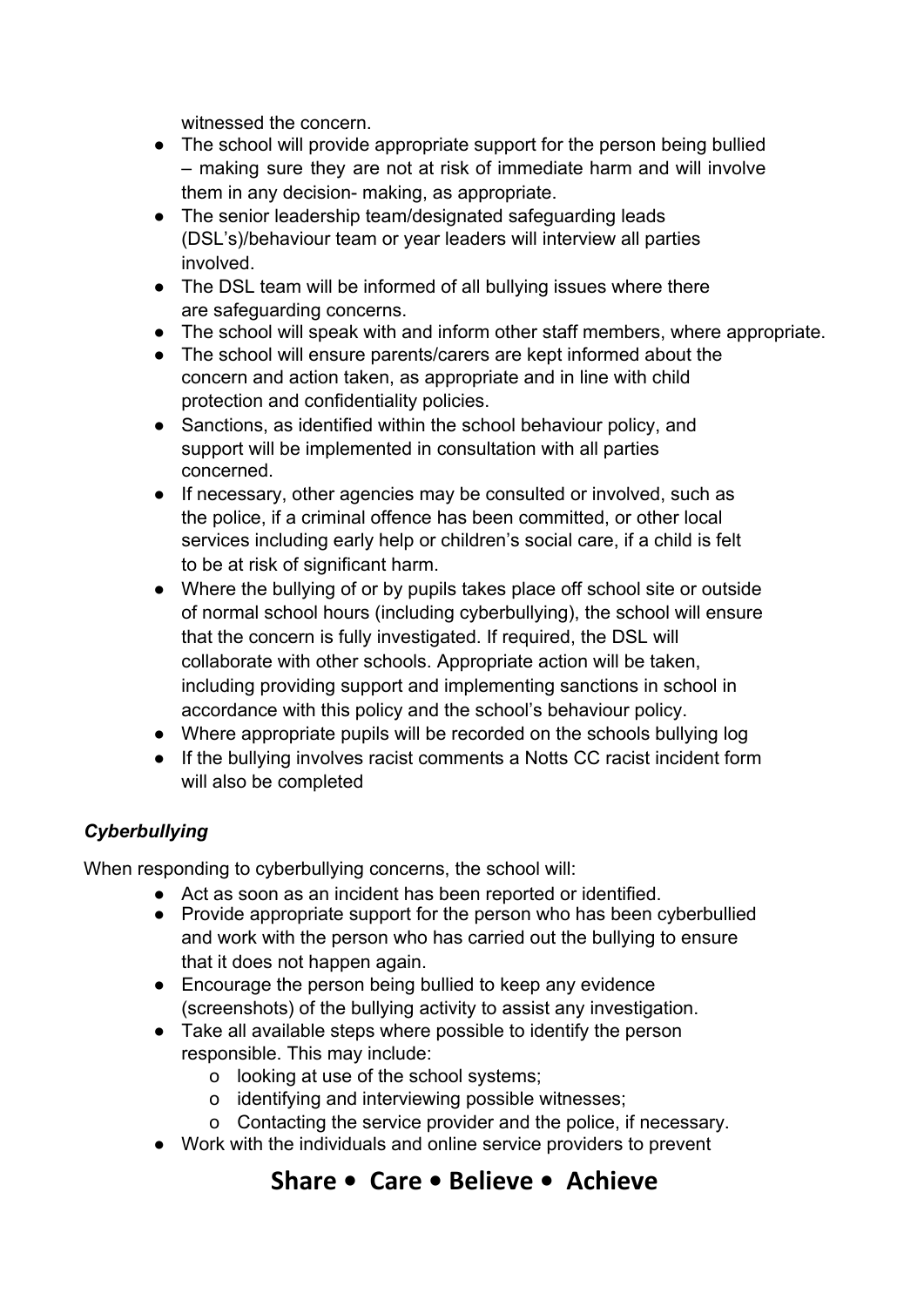witnessed the concern.

- The school will provide appropriate support for the person being bullied – making sure they are not at risk of immediate harm and will involve them in any decision- making, as appropriate.
- The senior leadership team/designated safeguarding leads (DSL's)/behaviour team or year leaders will interview all parties involved.
- The DSL team will be informed of all bullying issues where there are safeguarding concerns.
- The school will speak with and inform other staff members, where appropriate.
- The school will ensure parents/carers are kept informed about the concern and action taken, as appropriate and in line with child protection and confidentiality policies.
- Sanctions, as identified within the school behaviour policy, and support will be implemented in consultation with all parties concerned.
- If necessary, other agencies may be consulted or involved, such as the police, if a criminal offence has been committed, or other local services including early help or children's social care, if a child is felt to be at risk of significant harm.
- Where the bullying of or by pupils takes place off school site or outside of normal school hours (including cyberbullying), the school will ensure that the concern is fully investigated. If required, the DSL will collaborate with other schools. Appropriate action will be taken, including providing support and implementing sanctions in school in accordance with this policy and the school's behaviour policy.
- Where appropriate pupils will be recorded on the schools bullying log
- If the bullying involves racist comments a Notts CC racist incident form will also be completed

***Cyberbullying***

When responding to cyberbullying concerns, the school will:

- Act as soon as an incident has been reported or identified.
- Provide appropriate support for the person who has been cyberbullied and work with the person who has carried out the bullying to ensure that it does not happen again.
- Encourage the person being bullied to keep any evidence (screenshots) of the bullying activity to assist any investigation.
- Take all available steps where possible to identify the person responsible. This may include:
  - looking at use of the school systems;
  - identifying and interviewing possible witnesses;
  - Contacting the service provider and the police, if necessary.
- Work with the individuals and online service providers to prevent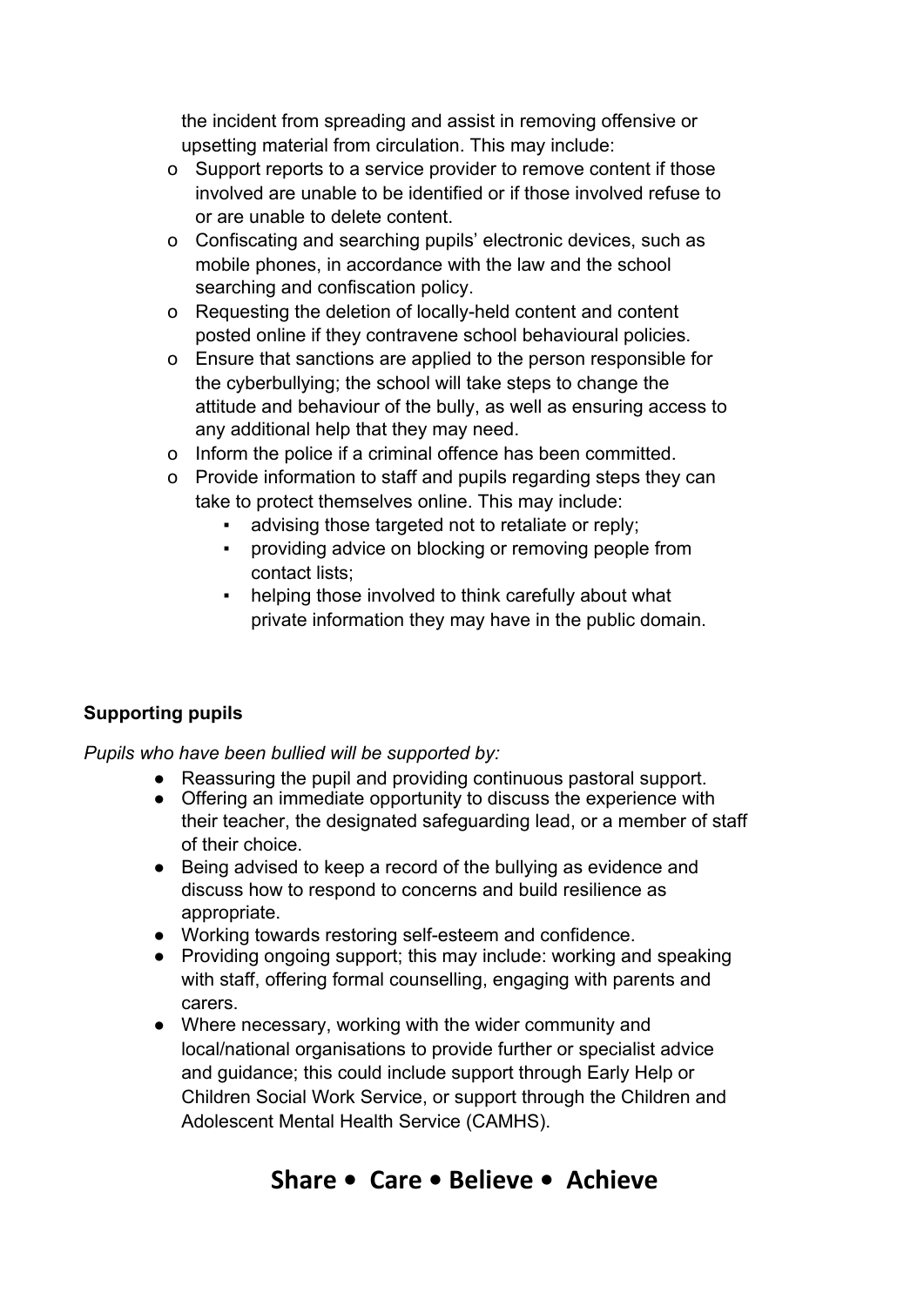the incident from spreading and assist in removing offensive or upsetting material from circulation. This may include:

- Support reports to a service provider to remove content if those involved are unable to be identified or if those involved refuse to or are unable to delete content.
- Confiscating and searching pupils' electronic devices, such as mobile phones, in accordance with the law and the school searching and confiscation policy.
- Requesting the deletion of locally-held content and content posted online if they contravene school behavioural policies.
- Ensure that sanctions are applied to the person responsible for the cyberbullying; the school will take steps to change the attitude and behaviour of the bully, as well as ensuring access to any additional help that they may need.
- Inform the police if a criminal offence has been committed.
- Provide information to staff and pupils regarding steps they can take to protect themselves online. This may include:
  - advising those targeted not to retaliate or reply;
  - providing advice on blocking or removing people from contact lists;
  - helping those involved to think carefully about what private information they may have in the public domain.

**Supporting pupils**

*Pupils who have been bullied will be supported by:*

- Reassuring the pupil and providing continuous pastoral support.
- Offering an immediate opportunity to discuss the experience with their teacher, the designated safeguarding lead, or a member of staff of their choice.
- Being advised to keep a record of the bullying as evidence and discuss how to respond to concerns and build resilience as appropriate.
- Working towards restoring self-esteem and confidence.
- Providing ongoing support; this may include: working and speaking with staff, offering formal counselling, engaging with parents and carers.
- Where necessary, working with the wider community and local/national organisations to provide further or specialist advice and guidance; this could include support through Early Help or Children Social Work Service, or support through the Children and Adolescent Mental Health Service (CAMHS).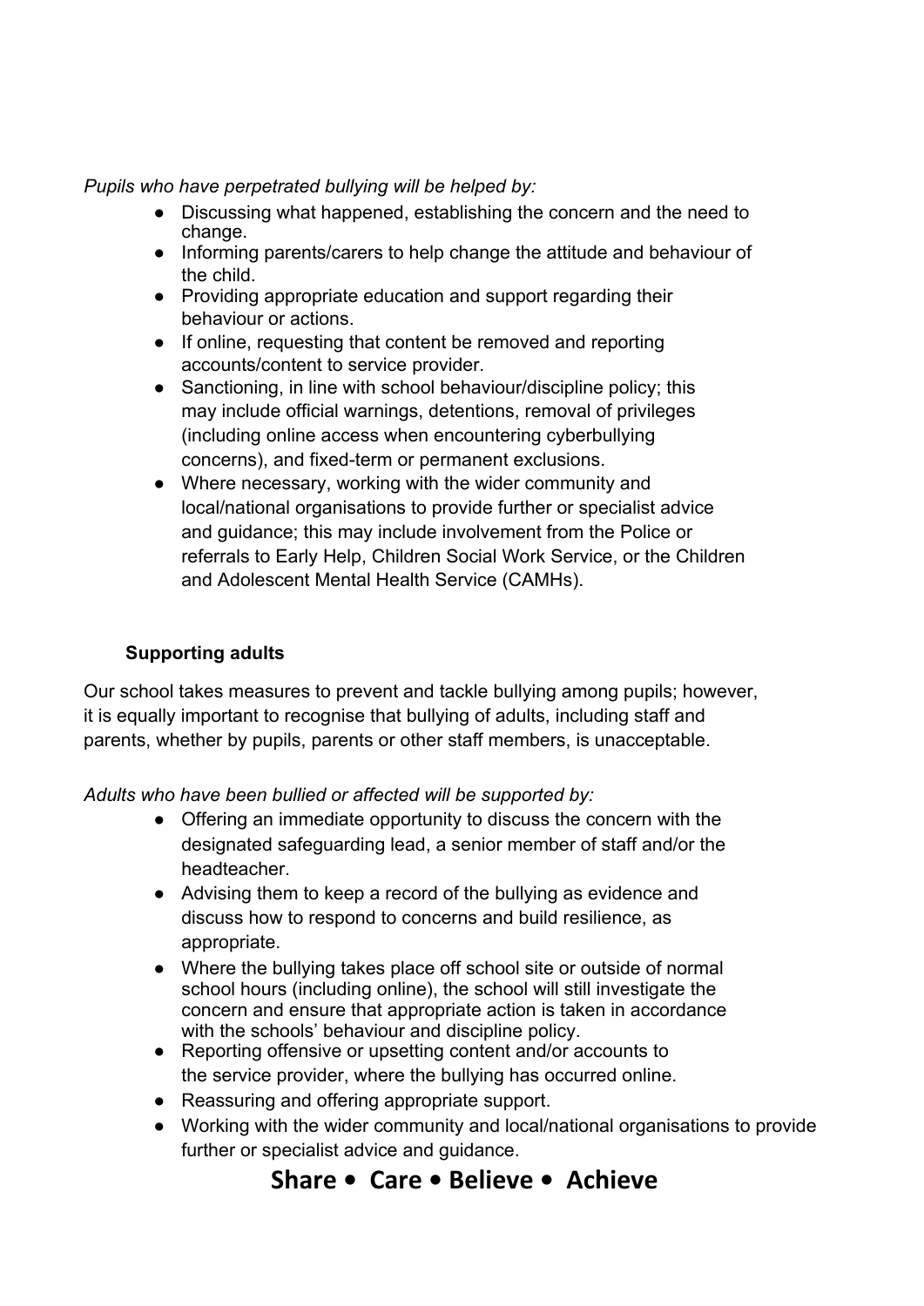*Pupils who have perpetrated bullying will be helped by:*

- Discussing what happened, establishing the concern and the need to change.
- Informing parents/carers to help change the attitude and behaviour of the child.
- Providing appropriate education and support regarding their behaviour or actions.
- If online, requesting that content be removed and reporting accounts/content to service provider.
- Sanctioning, in line with school behaviour/discipline policy; this may include official warnings, detentions, removal of privileges (including online access when encountering cyberbullying concerns), and fixed-term or permanent exclusions.
- Where necessary, working with the wider community and local/national organisations to provide further or specialist advice and guidance; this may include involvement from the Police or referrals to Early Help, Children Social Work Service, or the Children and Adolescent Mental Health Service (CAMHs).

**Supporting adults**

Our school takes measures to prevent and tackle bullying among pupils; however, it is equally important to recognise that bullying of adults, including staff and parents, whether by pupils, parents or other staff members, is unacceptable.

*Adults who have been bullied or affected will be supported by:*

- Offering an immediate opportunity to discuss the concern with the designated safeguarding lead, a senior member of staff and/or the headteacher.
- Advising them to keep a record of the bullying as evidence and discuss how to respond to concerns and build resilience, as appropriate.
- Where the bullying takes place off school site or outside of normal school hours (including online), the school will still investigate the concern and ensure that appropriate action is taken in accordance with the schools' behaviour and discipline policy.
- Reporting offensive or upsetting content and/or accounts to the service provider, where the bullying has occurred online.
- Reassuring and offering appropriate support.
- Working with the wider community and local/national organisations to provide further or specialist advice and guidance.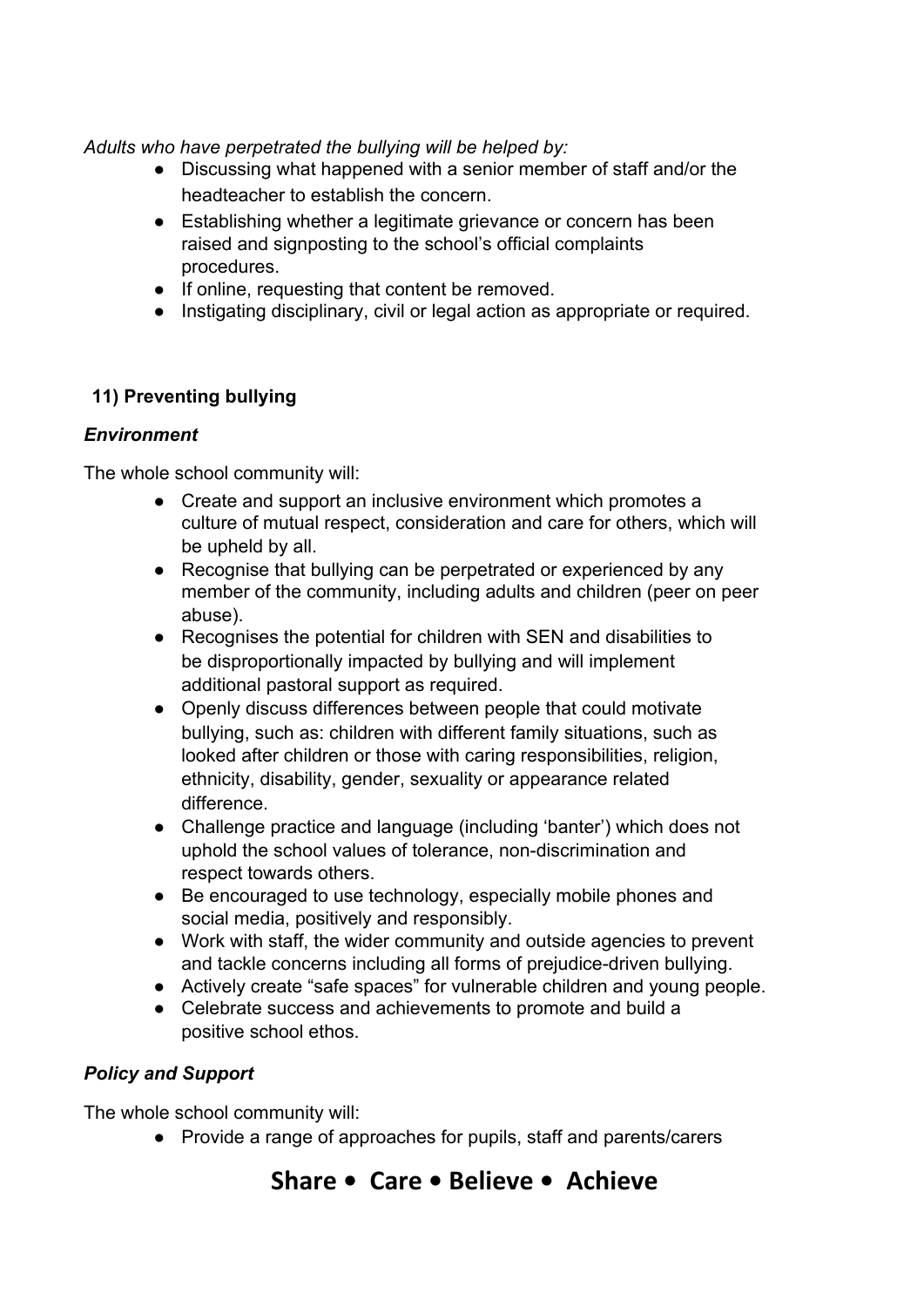*Adults who have perpetrated the bullying will be helped by:*

- Discussing what happened with a senior member of staff and/or the headteacher to establish the concern.
- Establishing whether a legitimate grievance or concern has been raised and signposting to the school's official complaints procedures.
- If online, requesting that content be removed.
- Instigating disciplinary, civil or legal action as appropriate or required.

## 11) Preventing bullying

### *Environment*

The whole school community will:

- Create and support an inclusive environment which promotes a culture of mutual respect, consideration and care for others, which will be upheld by all.
- Recognise that bullying can be perpetrated or experienced by any member of the community, including adults and children (peer on peer abuse).
- Recognises the potential for children with SEN and disabilities to be disproportionally impacted by bullying and will implement additional pastoral support as required.
- Openly discuss differences between people that could motivate bullying, such as: children with different family situations, such as looked after children or those with caring responsibilities, religion, ethnicity, disability, gender, sexuality or appearance related difference.
- Challenge practice and language (including 'banter') which does not uphold the school values of tolerance, non-discrimination and respect towards others.
- Be encouraged to use technology, especially mobile phones and social media, positively and responsibly.
- Work with staff, the wider community and outside agencies to prevent and tackle concerns including all forms of prejudice-driven bullying.
- Actively create "safe spaces" for vulnerable children and young people.
- Celebrate success and achievements to promote and build a positive school ethos.

### *Policy and Support*

The whole school community will:

- Provide a range of approaches for pupils, staff and parents/carers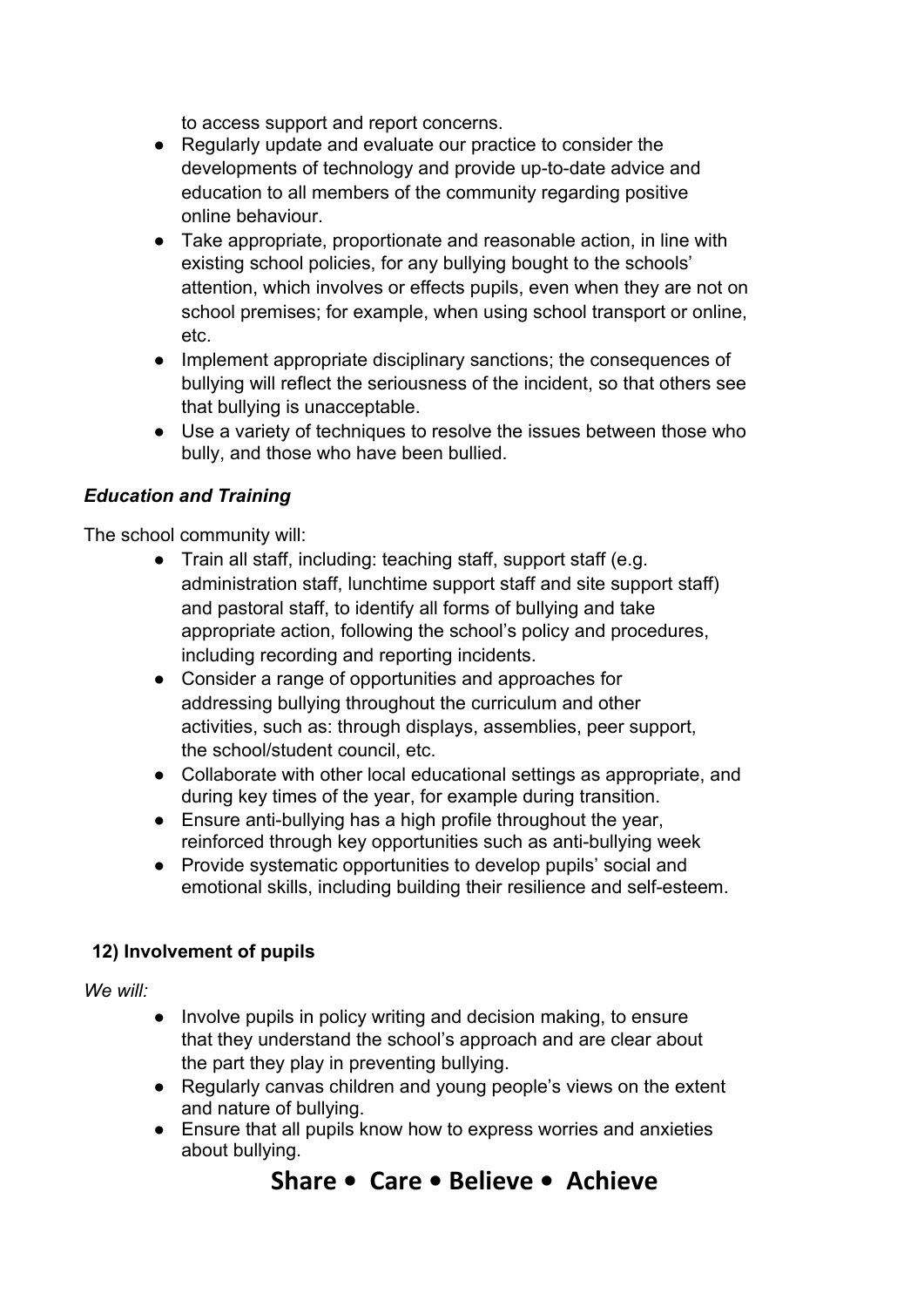to access support and report concerns.

- Regularly update and evaluate our practice to consider the developments of technology and provide up-to-date advice and education to all members of the community regarding positive online behaviour.
- Take appropriate, proportionate and reasonable action, in line with existing school policies, for any bullying bought to the schools' attention, which involves or effects pupils, even when they are not on school premises; for example, when using school transport or online, etc.
- Implement appropriate disciplinary sanctions; the consequences of bullying will reflect the seriousness of the incident, so that others see that bullying is unacceptable.
- Use a variety of techniques to resolve the issues between those who bully, and those who have been bullied.

***Education and Training***

The school community will:

- Train all staff, including: teaching staff, support staff (e.g. administration staff, lunchtime support staff and site support staff) and pastoral staff, to identify all forms of bullying and take appropriate action, following the school's policy and procedures, including recording and reporting incidents.
- Consider a range of opportunities and approaches for addressing bullying throughout the curriculum and other activities, such as: through displays, assemblies, peer support, the school/student council, etc.
- Collaborate with other local educational settings as appropriate, and during key times of the year, for example during transition.
- Ensure anti-bullying has a high profile throughout the year, reinforced through key opportunities such as anti-bullying week
- Provide systematic opportunities to develop pupils' social and emotional skills, including building their resilience and self-esteem.

**12) Involvement of pupils**

*We will:*

- Involve pupils in policy writing and decision making, to ensure that they understand the school's approach and are clear about the part they play in preventing bullying.
- Regularly canvas children and young people's views on the extent and nature of bullying.
- Ensure that all pupils know how to express worries and anxieties about bullying.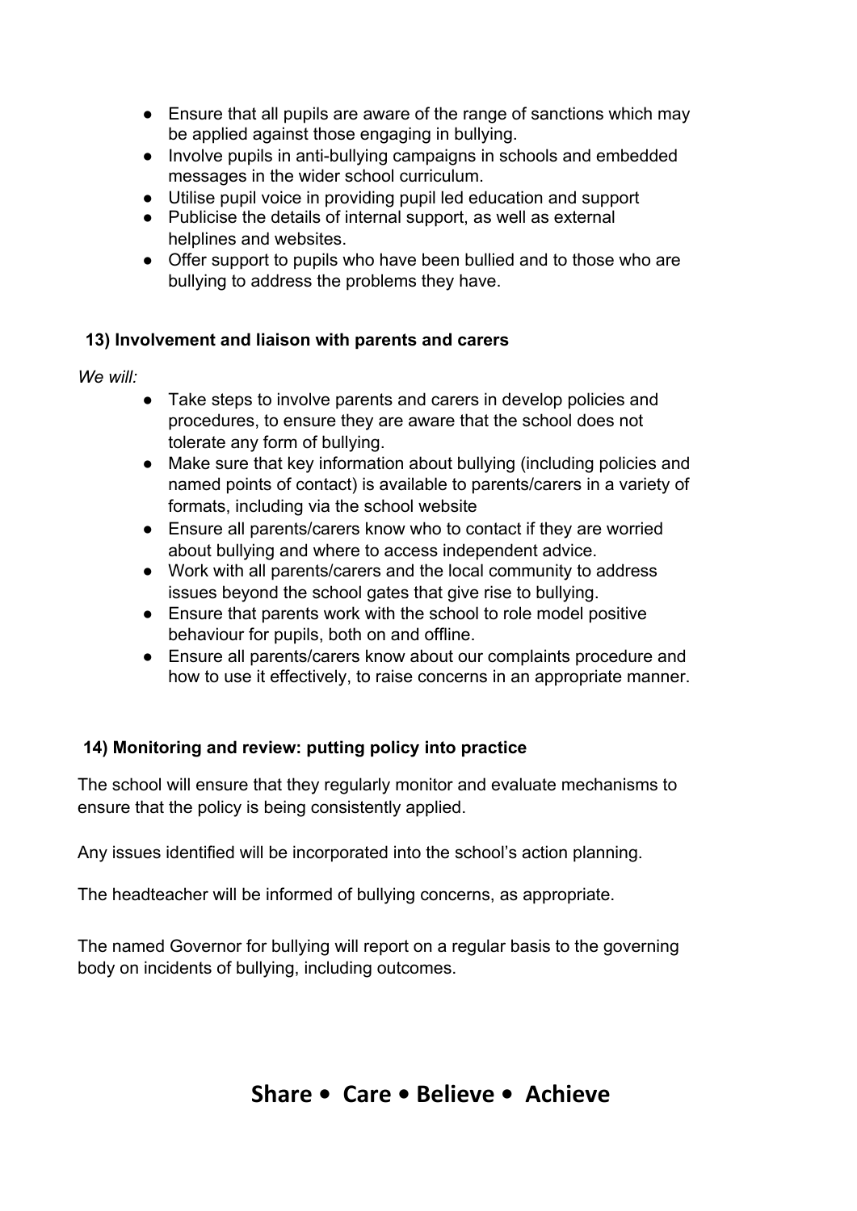- Ensure that all pupils are aware of the range of sanctions which may be applied against those engaging in bullying.
- Involve pupils in anti-bullying campaigns in schools and embedded messages in the wider school curriculum.
- Utilise pupil voice in providing pupil led education and support
- Publicise the details of internal support, as well as external helplines and websites.
- Offer support to pupils who have been bullied and to those who are bullying to address the problems they have.

## 13) Involvement and liaison with parents and carers

*We will:*

- Take steps to involve parents and carers in develop policies and procedures, to ensure they are aware that the school does not tolerate any form of bullying.
- Make sure that key information about bullying (including policies and named points of contact) is available to parents/carers in a variety of formats, including via the school website
- Ensure all parents/carers know who to contact if they are worried about bullying and where to access independent advice.
- Work with all parents/carers and the local community to address issues beyond the school gates that give rise to bullying.
- Ensure that parents work with the school to role model positive behaviour for pupils, both on and offline.
- Ensure all parents/carers know about our complaints procedure and how to use it effectively, to raise concerns in an appropriate manner.

## 14) Monitoring and review: putting policy into practice

The school will ensure that they regularly monitor and evaluate mechanisms to ensure that the policy is being consistently applied.

Any issues identified will be incorporated into the school's action planning.

The headteacher will be informed of bullying concerns, as appropriate.

The named Governor for bullying will report on a regular basis to the governing body on incidents of bullying, including outcomes.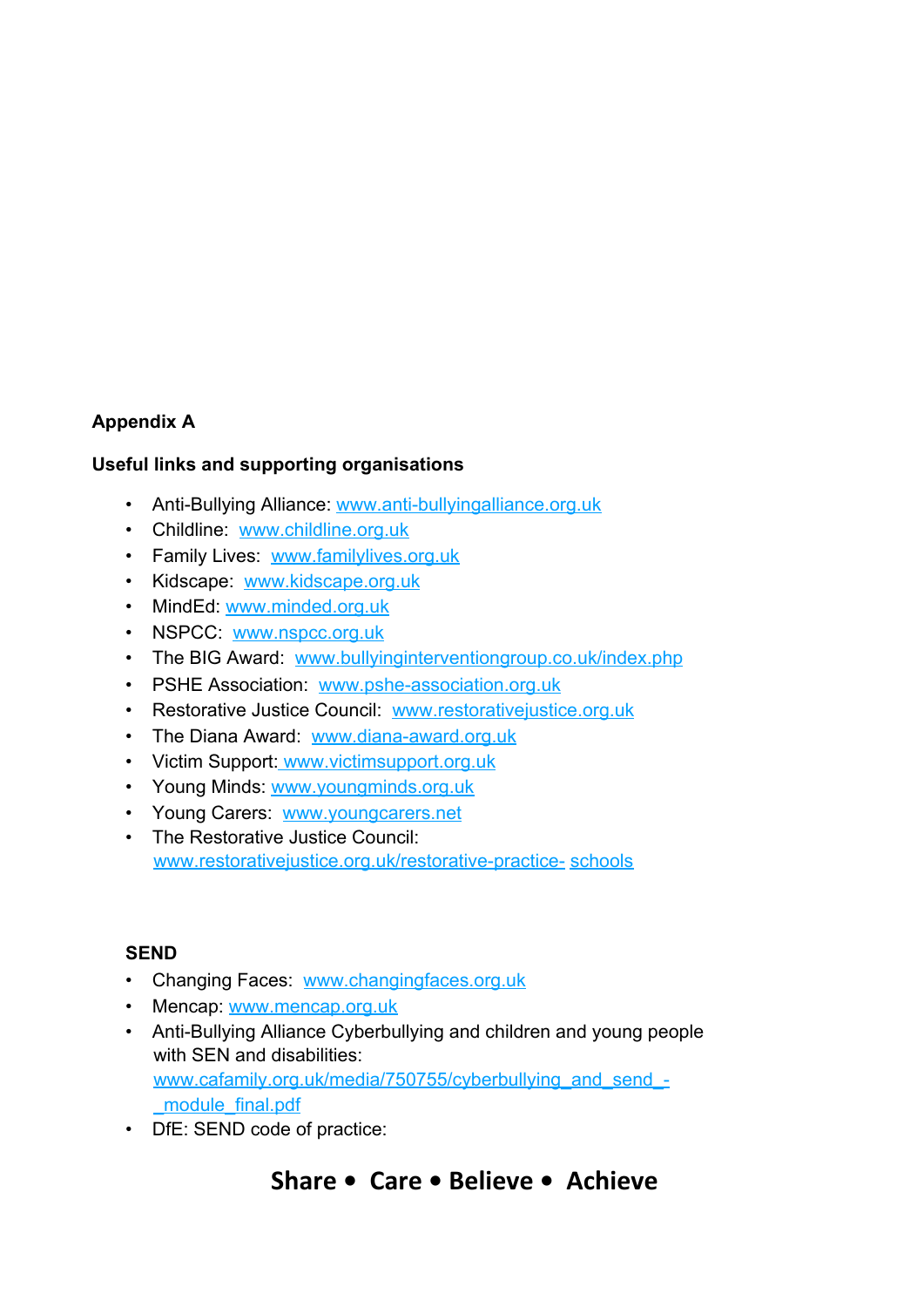**Appendix A**

**Useful links and supporting organisations**

- Anti-Bullying Alliance: www.anti-bullyingalliance.org.uk
- Childline: www.childline.org.uk
- Family Lives: www.familylives.org.uk
- Kidscape: www.kidscape.org.uk
- MindEd: www.minded.org.uk
- NSPCC: www.nspcc.org.uk
- The BIG Award: www.bullyinginterventiongroup.co.uk/index.php
- PSHE Association: www.pshe-association.org.uk
- Restorative Justice Council: www.restorativejustice.org.uk
- The Diana Award: www.diana-award.org.uk
- Victim Support: www.victimsupport.org.uk
- Young Minds: www.youngminds.org.uk
- Young Carers: www.youngcarers.net
- The Restorative Justice Council: www.restorativejustice.org.uk/restorative-practice- schools

**SEND**

- Changing Faces: www.changingfaces.org.uk
- Mencap: www.mencap.org.uk
- Anti-Bullying Alliance Cyberbullying and children and young people with SEN and disabilities: www.cafamily.org.uk/media/750755/cyberbullying_and_send_-_module_final.pdf
- DfE: SEND code of practice:

**Share • Care • Believe • Achieve**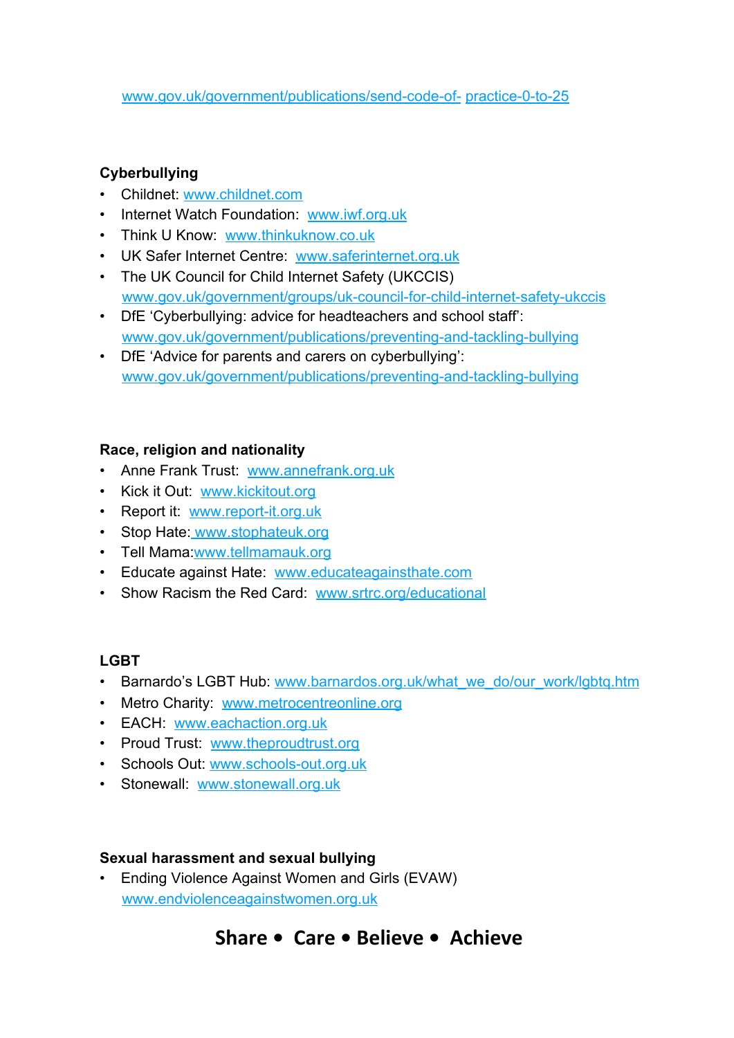www.gov.uk/government/publications/send-code-of- practice-0-to-25

**Cyberbullying**

- Childnet: www.childnet.com
- Internet Watch Foundation: www.iwf.org.uk
- Think U Know: www.thinkuknow.co.uk
- UK Safer Internet Centre: www.saferinternet.org.uk
- The UK Council for Child Internet Safety (UKCCIS) www.gov.uk/government/groups/uk-council-for-child-internet-safety-ukccis
- DfE 'Cyberbullying: advice for headteachers and school staff': www.gov.uk/government/publications/preventing-and-tackling-bullying
- DfE 'Advice for parents and carers on cyberbullying': www.gov.uk/government/publications/preventing-and-tackling-bullying

**Race, religion and nationality**

- Anne Frank Trust: www.annefrank.org.uk
- Kick it Out: www.kickitout.org
- Report it: www.report-it.org.uk
- Stop Hate: www.stophateuk.org
- Tell Mama:www.tellmamauk.org
- Educate against Hate: www.educateagainsthate.com
- Show Racism the Red Card: www.srtrc.org/educational

**LGBT**

- Barnardo's LGBT Hub: www.barnardos.org.uk/what_we_do/our_work/lgbtq.htm
- Metro Charity: www.metrocentreonline.org
- EACH: www.eachaction.org.uk
- Proud Trust: www.theproudtrust.org
- Schools Out: www.schools-out.org.uk
- Stonewall: www.stonewall.org.uk

**Sexual harassment and sexual bullying**

- Ending Violence Against Women and Girls (EVAW) www.endviolenceagainstwomen.org.uk

**Share • Care • Believe • Achieve**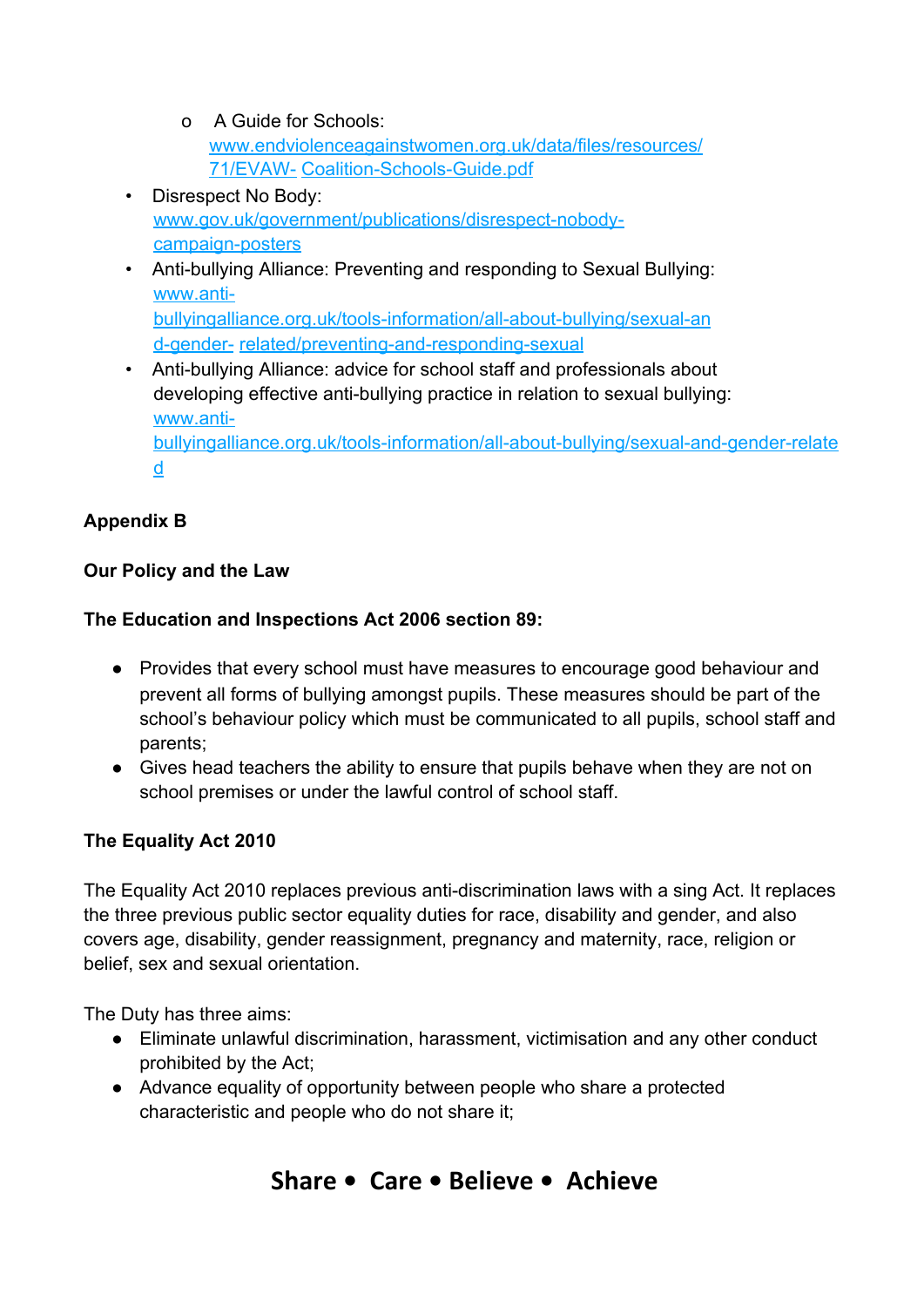- A Guide for Schools: www.endviolenceagainstwomen.org.uk/data/files/resources/71/EVAW- Coalition-Schools-Guide.pdf

- Disrespect No Body: www.gov.uk/government/publications/disrespect-nobody-campaign-posters
- Anti-bullying Alliance: Preventing and responding to Sexual Bullying: www.anti-bullyingalliance.org.uk/tools-information/all-about-bullying/sexual-and-gender- related/preventing-and-responding-sexual
- Anti-bullying Alliance: advice for school staff and professionals about developing effective anti-bullying practice in relation to sexual bullying: www.anti-bullyingalliance.org.uk/tools-information/all-about-bullying/sexual-and-gender-related

**Appendix B**

**Our Policy and the Law**

**The Education and Inspections Act 2006 section 89:**

- Provides that every school must have measures to encourage good behaviour and prevent all forms of bullying amongst pupils. These measures should be part of the school's behaviour policy which must be communicated to all pupils, school staff and parents;
- Gives head teachers the ability to ensure that pupils behave when they are not on school premises or under the lawful control of school staff.

**The Equality Act 2010**

The Equality Act 2010 replaces previous anti-discrimination laws with a sing Act. It replaces the three previous public sector equality duties for race, disability and gender, and also covers age, disability, gender reassignment, pregnancy and maternity, race, religion or belief, sex and sexual orientation.

The Duty has three aims:

- Eliminate unlawful discrimination, harassment, victimisation and any other conduct prohibited by the Act;
- Advance equality of opportunity between people who share a protected characteristic and people who do not share it;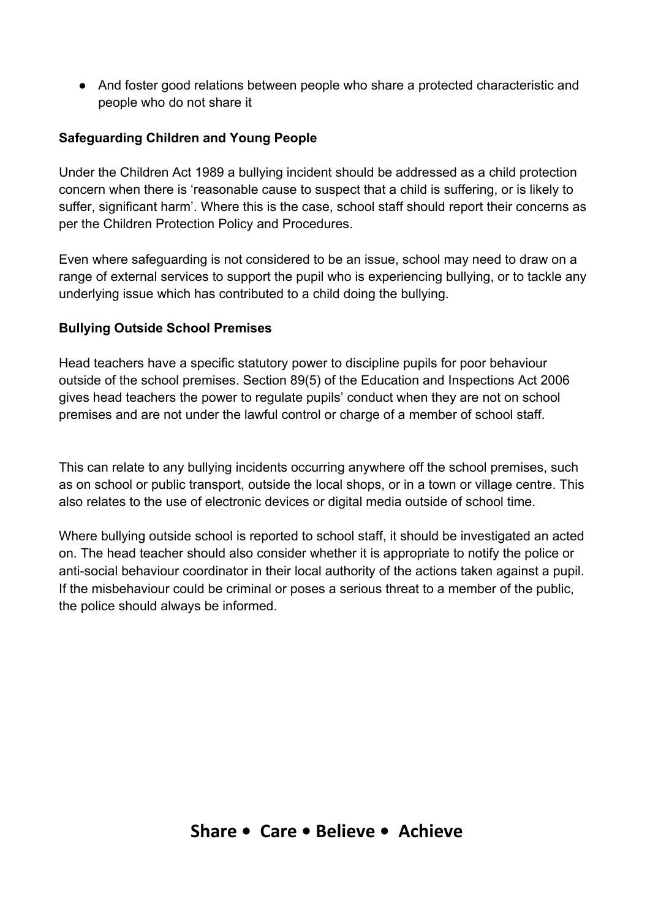- And foster good relations between people who share a protected characteristic and people who do not share it

**Safeguarding Children and Young People**

Under the Children Act 1989 a bullying incident should be addressed as a child protection concern when there is 'reasonable cause to suspect that a child is suffering, or is likely to suffer, significant harm'. Where this is the case, school staff should report their concerns as per the Children Protection Policy and Procedures.

Even where safeguarding is not considered to be an issue, school may need to draw on a range of external services to support the pupil who is experiencing bullying, or to tackle any underlying issue which has contributed to a child doing the bullying.

**Bullying Outside School Premises**

Head teachers have a specific statutory power to discipline pupils for poor behaviour outside of the school premises. Section 89(5) of the Education and Inspections Act 2006 gives head teachers the power to regulate pupils' conduct when they are not on school premises and are not under the lawful control or charge of a member of school staff.

This can relate to any bullying incidents occurring anywhere off the school premises, such as on school or public transport, outside the local shops, or in a town or village centre. This also relates to the use of electronic devices or digital media outside of school time.

Where bullying outside school is reported to school staff, it should be investigated an acted on. The head teacher should also consider whether it is appropriate to notify the police or anti-social behaviour coordinator in their local authority of the actions taken against a pupil. If the misbehaviour could be criminal or poses a serious threat to a member of the public, the police should always be informed.